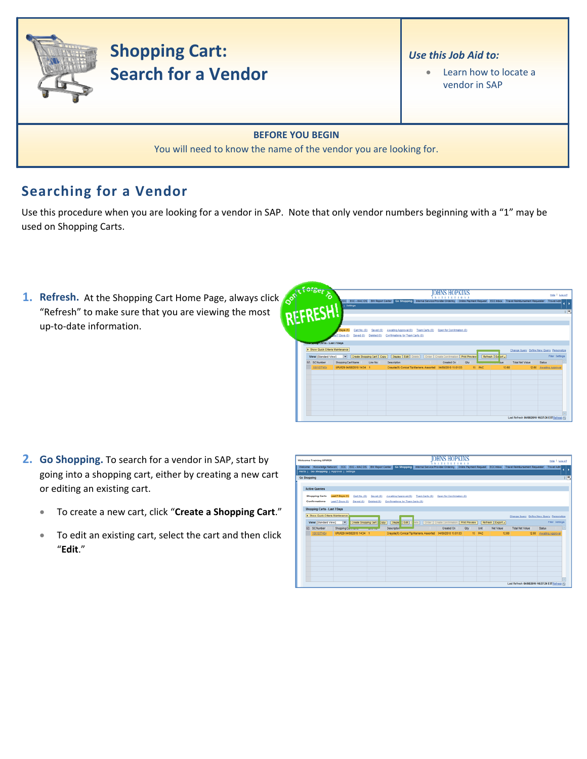# Shopping Cart: Search for a Vendor

*Use this Job Aid to:*

- Learn how to locate a vendor in SAP

**BEFORE YOU BEGIN**

You will need to know the name of the vendor you are looking for.

## Searching for a Vendor

Use this procedure when you are looking for a vendor in SAP. Note that only vendor numbers beginning with a "1" may be used on Shopping Carts.

1. **Refresh.** At the Shopping Cart Home Page, always click "Refresh" to make sure that you are viewing the most up-to-date information.

2. **Go Shopping.** To search for a vendor in SAP, start by going into a shopping cart, either by creating a new cart or editing an existing cart.

   - To create a new cart, click "**Create a Shopping Cart**."
   - To edit an existing cart, select the cart and then click "**Edit**."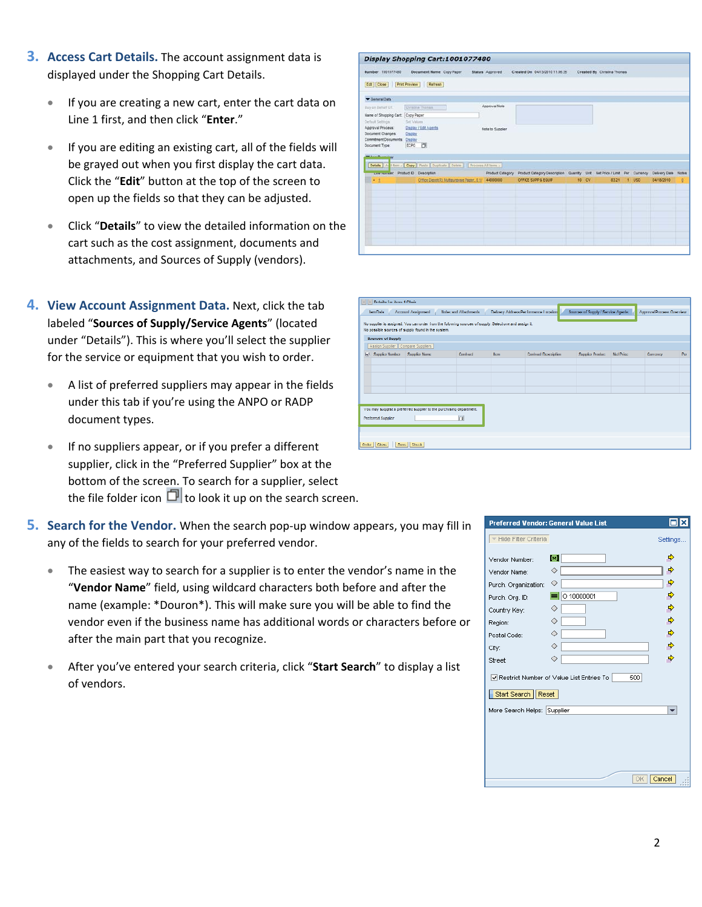3. **Access Cart Details.** The account assignment data is displayed under the Shopping Cart Details.

   - If you are creating a new cart, enter the cart data on Line 1 first, and then click "**Enter**."
   - If you are editing an existing cart, all of the fields will be grayed out when you first display the cart data. Click the "**Edit**" button at the top of the screen to open up the fields so that they can be adjusted.
   - Click "**Details**" to view the detailed information on the cart such as the cost assignment, documents and attachments, and Sources of Supply (vendors).

4. **View Account Assignment Data.** Next, click the tab labeled "**Sources of Supply/Service Agents**" (located under "Details"). This is where you'll select the supplier for the service or equipment that you wish to order.

   - A list of preferred suppliers may appear in the fields under this tab if you're using the ANPO or RADP document types.
   - If no suppliers appear, or if you prefer a different supplier, click in the "Preferred Supplier" box at the bottom of the screen. To search for a supplier, select the file folder icon to look it up on the search screen.

5. **Search for the Vendor.** When the search pop-up window appears, you may fill in any of the fields to search for your preferred vendor.

   - The easiest way to search for a supplier is to enter the vendor's name in the "**Vendor Name**" field, using wildcard characters both before and after the name (example: *Douron*). This will make sure you will be able to find the vendor even if the business name has additional words or characters before or after the main part that you recognize.
   - After you've entered your search criteria, click "**Start Search**" to display a list of vendors.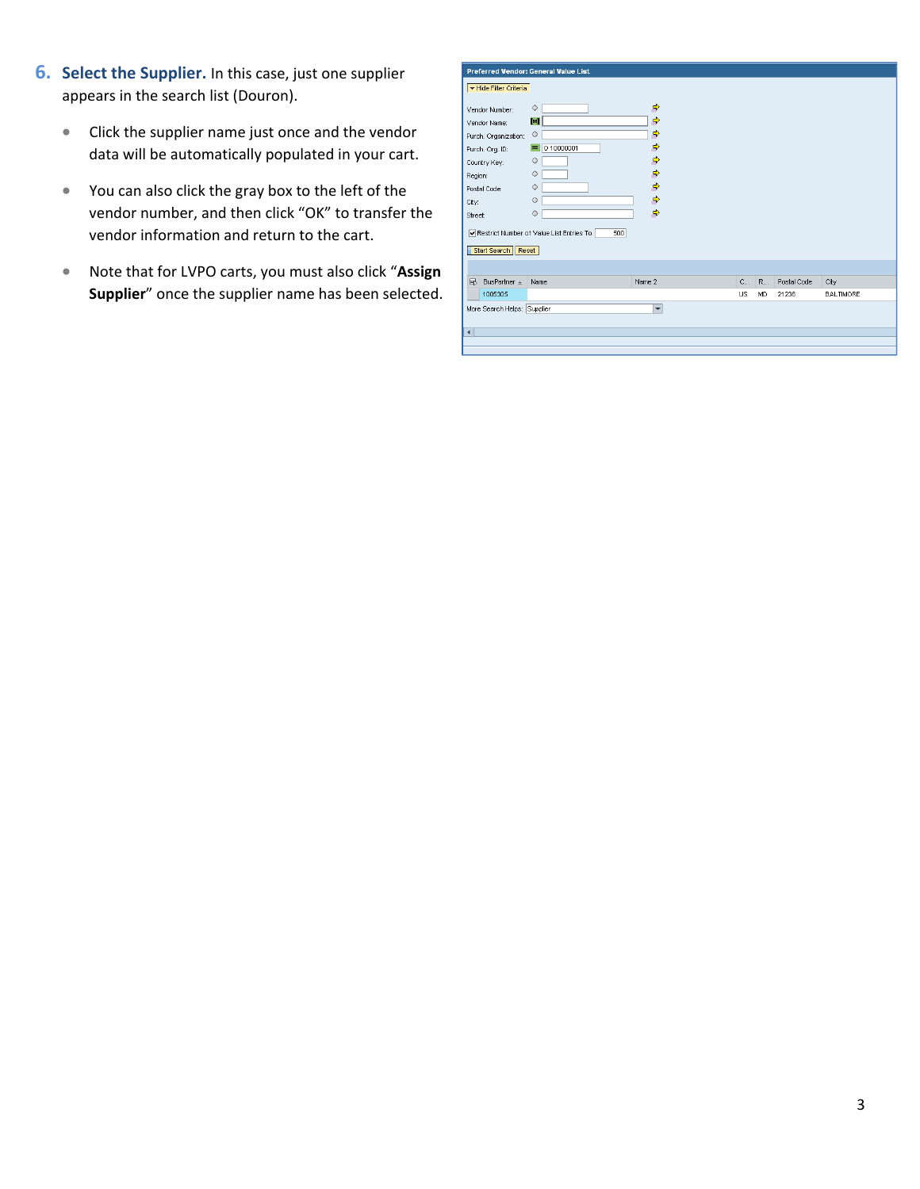6. **Select the Supplier.** In this case, just one supplier appears in the search list (Douron).

   - Click the supplier name just once and the vendor data will be automatically populated in your cart.
   - You can also click the gray box to the left of the vendor number, and then click "OK" to transfer the vendor information and return to the cart.
   - Note that for LVPO carts, you must also click "**Assign Supplier**" once the supplier name has been selected.